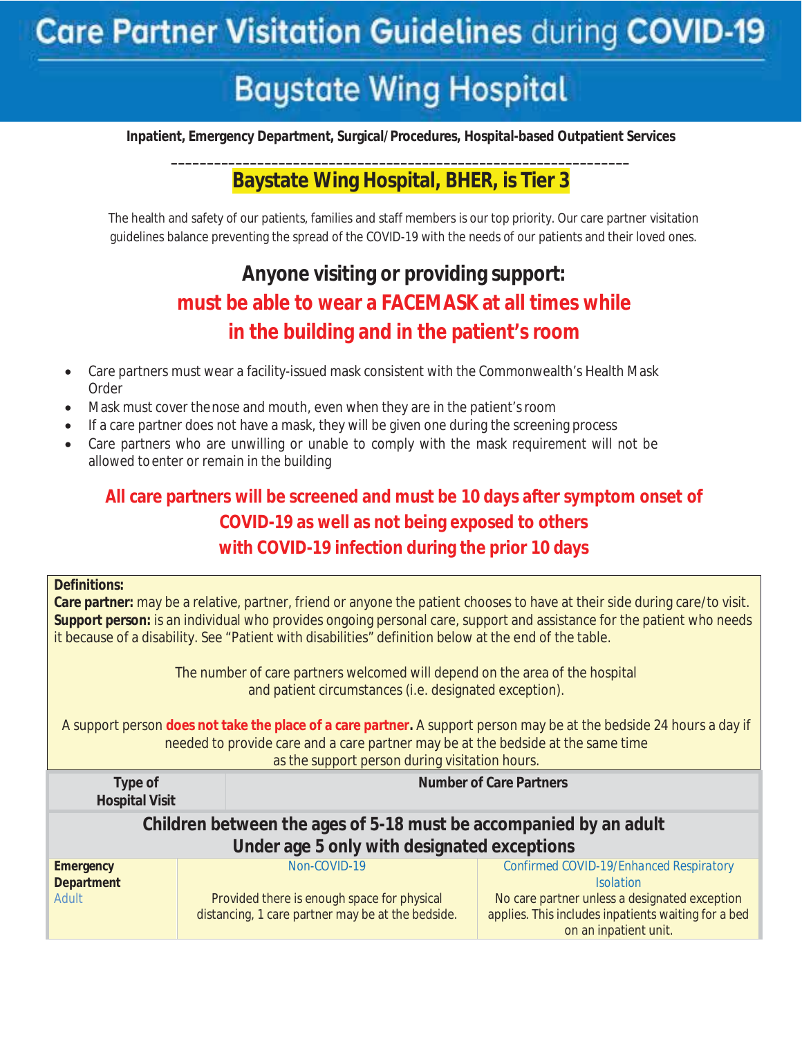# Care Partner Visitation Guidelines during COVID-19

# Baystate Wing Hospital

**Inpatient, Emergency Department, Surgical/Procedures, Hospital-based Outpatient Services**

---

## Baystate Wing Hospital, BHER, is Tier 3

The health and safety of our patients, families and staff members is our top priority. Our care partner visitation guidelines balance preventing the spread of the COVID-19 with the needs of our patients and their loved ones.

## Anyone visiting or providing support:

## must be able to wear a FACEMASK at all times while in the building and in the patient's room

- Care partners must wear a facility-issued mask consistent with the Commonwealth's Health Mask Order
- Mask must cover the nose and mouth, even when they are in the patient's room
- If a care partner does not have a mask, they will be given one during the screening process
- Care partners who are unwilling or unable to comply with the mask requirement will not be allowed to enter or remain in the building

**All care partners will be screened and must be 10 days after symptom onset of COVID-19 as well as not being exposed to others with COVID-19 infection during the prior 10 days**

**Definitions:**
**Care partner:** may be a relative, partner, friend or anyone the patient chooses to have at their side during care/to visit.
**Support person:** is an individual who provides ongoing personal care, support and assistance for the patient who needs it because of a disability. See "Patient with disabilities" definition below at the end of the table.

The number of care partners welcomed will depend on the area of the hospital and patient circumstances (i.e. designated exception).

A support person **does not take the place of a care partner.** A support person may be at the bedside 24 hours a day if needed to provide care and a care partner may be at the bedside at the same time as the support person during visitation hours.

| Type of Hospital Visit | Number of Care Partners | |
|---|---|---|
| **Children between the ages of 5-18 must be accompanied by an adult. Under age 5 only with designated exceptions** | | |
| **Emergency Department** Adult | Non-COVID-19<br><br>Provided there is enough space for physical distancing, 1 care partner may be at the bedside. | Confirmed COVID-19/Enhanced Respiratory Isolation<br>No care partner unless a designated exception applies. This includes inpatients waiting for a bed on an inpatient unit. |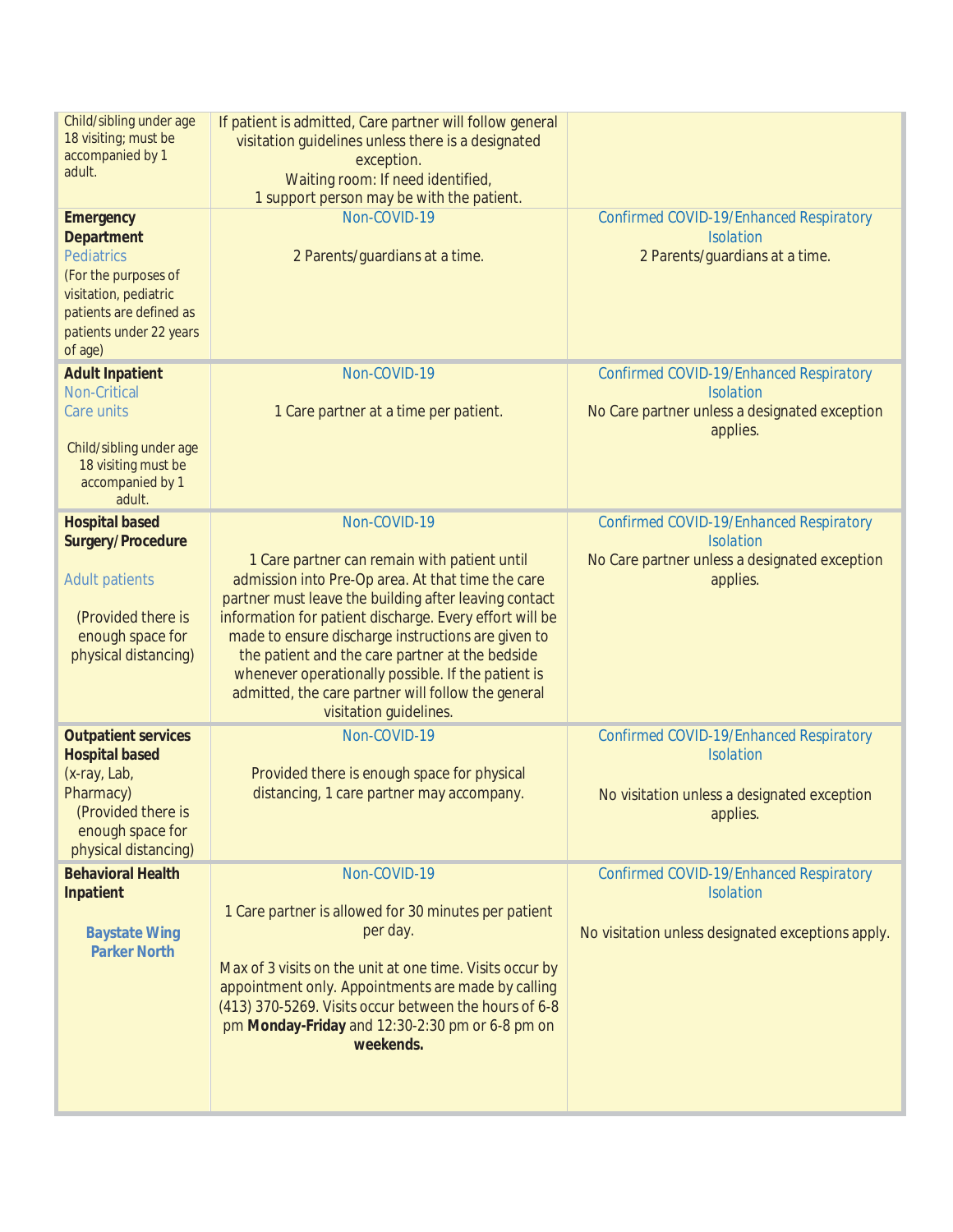| | | |
|---|---|---|
| Child/sibling under age 18 visiting; must be accompanied by 1 adult. | If patient is admitted, Care partner will follow general visitation guidelines unless there is a designated exception.<br>Waiting room: If need identified, 1 support person may be with the patient. | |
| **Emergency Department**<br>Pediatrics<br>(For the purposes of visitation, pediatric patients are defined as patients under 22 years of age) | Non-COVID-19<br><br>2 Parents/guardians at a time. | Confirmed COVID-19/Enhanced Respiratory Isolation<br>2 Parents/guardians at a time. |
| **Adult Inpatient**<br>Non-Critical Care units<br><br>Child/sibling under age 18 visiting must be accompanied by 1 adult. | Non-COVID-19<br><br>1 Care partner at a time per patient. | Confirmed COVID-19/Enhanced Respiratory Isolation<br>No Care partner unless a designated exception applies. |
| **Hospital based Surgery/Procedure**<br><br>Adult patients<br><br>(Provided there is enough space for physical distancing) | Non-COVID-19<br><br>1 Care partner can remain with patient until admission into Pre-Op area. At that time the care partner must leave the building after leaving contact information for patient discharge. Every effort will be made to ensure discharge instructions are given to the patient and the care partner at the bedside whenever operationally possible. If the patient is admitted, the care partner will follow the general visitation guidelines. | Confirmed COVID-19/Enhanced Respiratory Isolation<br>No Care partner unless a designated exception applies. |
| **Outpatient services Hospital based**<br>(x-ray, Lab, Pharmacy)<br>(Provided there is enough space for physical distancing) | Non-COVID-19<br><br>Provided there is enough space for physical distancing, 1 care partner may accompany. | Confirmed COVID-19/Enhanced Respiratory Isolation<br><br>No visitation unless a designated exception applies. |
| **Behavioral Health Inpatient**<br><br>**Baystate Wing Parker North** | Non-COVID-19<br><br>1 Care partner is allowed for 30 minutes per patient per day.<br><br>Max of 3 visits on the unit at one time. Visits occur by appointment only. Appointments are made by calling (413) 370-5269. Visits occur between the hours of 6-8 pm **Monday-Friday** and 12:30-2:30 pm or 6-8 pm on **weekends.** | Confirmed COVID-19/Enhanced Respiratory Isolation<br><br>No visitation unless designated exceptions apply. |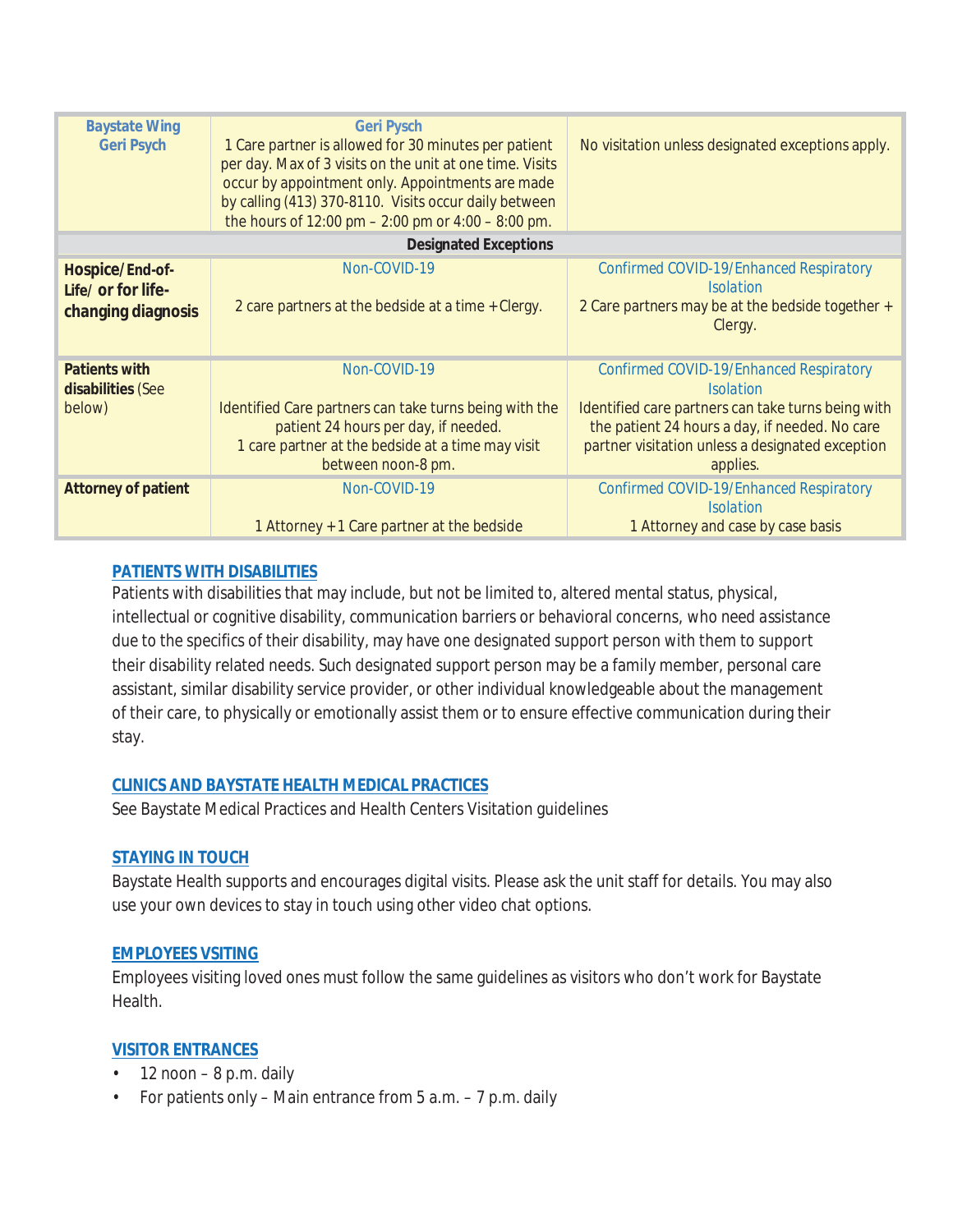| Baystate Wing Geri Psych | Geri Pysch<br>1 Care partner is allowed for 30 minutes per patient per day. Max of 3 visits on the unit at one time. Visits occur by appointment only. Appointments are made by calling (413) 370-8110. Visits occur daily between the hours of 12:00 pm – 2:00 pm or 4:00 – 8:00 pm. | No visitation unless designated exceptions apply. |
|---|---|---|
| **Designated Exceptions** | | |
| **Hospice/End-of-Life/ or for life-changing diagnosis** | Non-COVID-19<br><br>2 care partners at the bedside at a time + Clergy. | Confirmed COVID-19/Enhanced Respiratory Isolation<br>2 Care partners may be at the bedside together + Clergy. |
| **Patients with disabilities** (See below) | Non-COVID-19<br><br>Identified Care partners can take turns being with the patient 24 hours per day, if needed.<br>1 care partner at the bedside at a time may visit between noon-8 pm. | Confirmed COVID-19/Enhanced Respiratory Isolation<br>Identified care partners can take turns being with the patient 24 hours a day, if needed. No care partner visitation unless a designated exception applies. |
| **Attorney of patient** | Non-COVID-19<br><br>1 Attorney + 1 Care partner at the bedside | Confirmed COVID-19/Enhanced Respiratory Isolation<br>1 Attorney and case by case basis |

## PATIENTS WITH DISABILITIES

Patients with disabilities that may include, but not be limited to, altered mental status, physical, intellectual or cognitive disability, communication barriers or behavioral concerns, who need assistance due to the specifics of their disability, may have one designated support person with them to support their disability related needs. Such designated support person may be a family member, personal care assistant, similar disability service provider, or other individual knowledgeable about the management of their care, to physically or emotionally assist them or to ensure effective communication during their stay.

## CLINICS AND BAYSTATE HEALTH MEDICAL PRACTICES

See Baystate Medical Practices and Health Centers Visitation guidelines

## STAYING IN TOUCH

Baystate Health supports and encourages digital visits. Please ask the unit staff for details. You may also use your own devices to stay in touch using other video chat options.

## EMPLOYEES VSITING

Employees visiting loved ones must follow the same guidelines as visitors who don't work for Baystate Health.

## VISITOR ENTRANCES

- 12 noon – 8 p.m. daily
- For patients only – Main entrance from 5 a.m. – 7 p.m. daily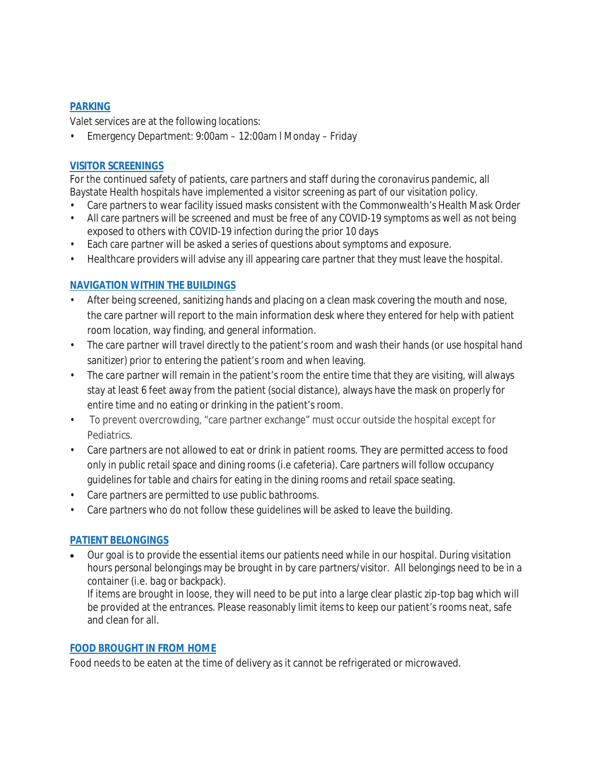## PARKING

Valet services are at the following locations:

- Emergency Department: 9:00am – 12:00am l Monday – Friday

## VISITOR SCREENINGS

For the continued safety of patients, care partners and staff during the coronavirus pandemic, all Baystate Health hospitals have implemented a visitor screening as part of our visitation policy.

- Care partners to wear facility issued masks consistent with the Commonwealth's Health Mask Order
- All care partners will be screened and must be free of any COVID-19 symptoms as well as not being exposed to others with COVID-19 infection during the prior 10 days
- Each care partner will be asked a series of questions about symptoms and exposure.
- Healthcare providers will advise any ill appearing care partner that they must leave the hospital.

## NAVIGATION WITHIN THE BUILDINGS

- After being screened, sanitizing hands and placing on a clean mask covering the mouth and nose, the care partner will report to the main information desk where they entered for help with patient room location, way finding, and general information.
- The care partner will travel directly to the patient's room and wash their hands (or use hospital hand sanitizer) prior to entering the patient's room and when leaving.
- The care partner will remain in the patient's room the entire time that they are visiting, will always stay at least 6 feet away from the patient (social distance), always have the mask on properly for entire time and no eating or drinking in the patient's room.
- To prevent overcrowding, "care partner exchange" must occur outside the hospital except for Pediatrics.
- Care partners are not allowed to eat or drink in patient rooms. They are permitted access to food only in public retail space and dining rooms (i.e cafeteria). Care partners will follow occupancy guidelines for table and chairs for eating in the dining rooms and retail space seating.
- Care partners are permitted to use public bathrooms.
- Care partners who do not follow these guidelines will be asked to leave the building.

## PATIENT BELONGINGS

- Our goal is to provide the essential items our patients need while in our hospital. During visitation hours personal belongings may be brought in by care partners/visitor. All belongings need to be in a container (i.e. bag or backpack).
  If items are brought in loose, they will need to be put into a large clear plastic zip-top bag which will be provided at the entrances. Please reasonably limit items to keep our patient's rooms neat, safe and clean for all.

## FOOD BROUGHT IN FROM HOME

Food needs to be eaten at the time of delivery as it cannot be refrigerated or microwaved.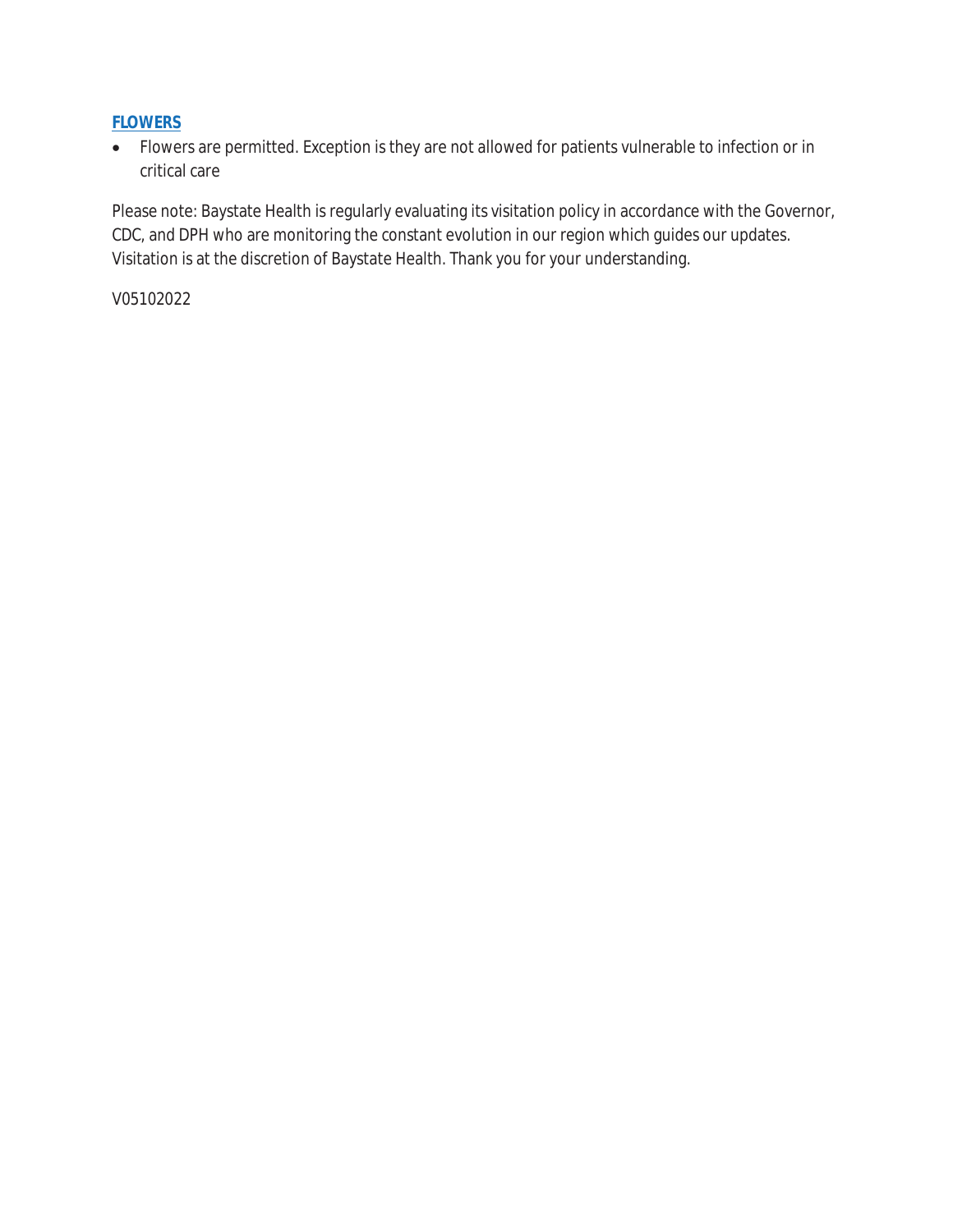## FLOWERS

- Flowers are permitted. Exception is they are not allowed for patients vulnerable to infection or in critical care

Please note: Baystate Health is regularly evaluating its visitation policy in accordance with the Governor, CDC, and DPH who are monitoring the constant evolution in our region which guides our updates. Visitation is at the discretion of Baystate Health. Thank you for your understanding.

V05102022